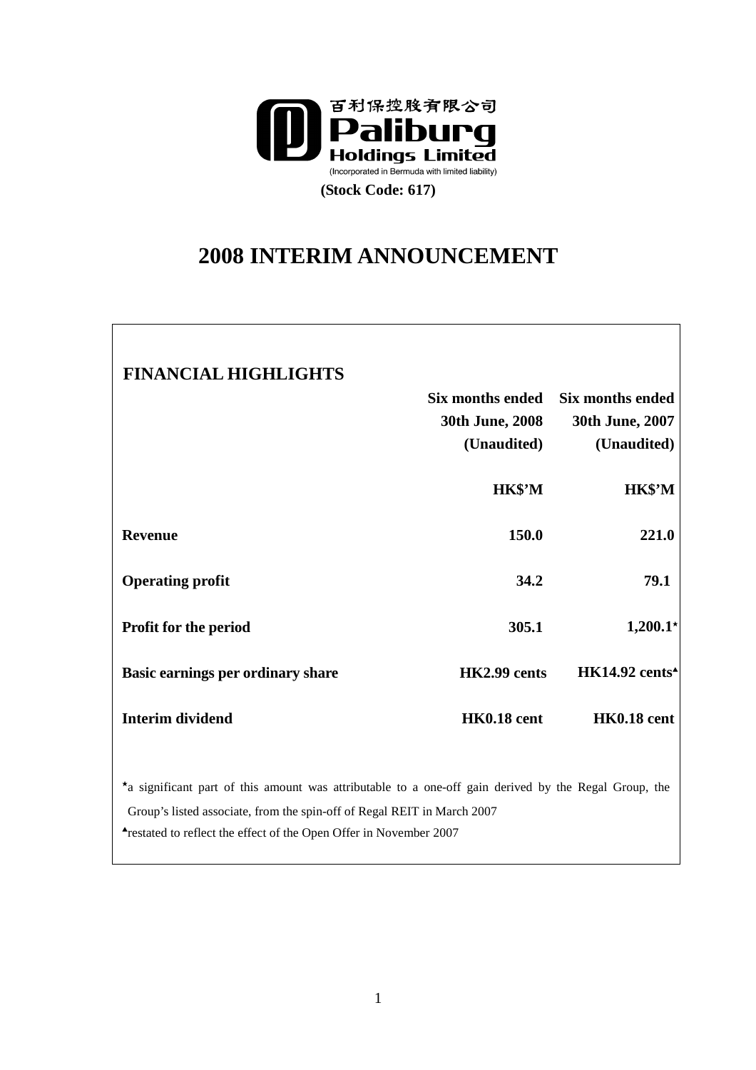百利保控股有限公司
**Paliburg Holdings Limited**
(Incorporated in Bermuda with limited liability)

**(Stock Code: 617)**

# 2008 INTERIM ANNOUNCEMENT

## FINANCIAL HIGHLIGHTS

| | Six months ended 30th June, 2008 (Unaudited) | Six months ended 30th June, 2007 (Unaudited) |
|---|---|---|
| | HK$'M | HK$'M |
| **Revenue** | **150.0** | **221.0** |
| **Operating profit** | **34.2** | **79.1** |
| **Profit for the period** | **305.1** | **1,200.1*** |
| **Basic earnings per ordinary share** | **HK2.99 cents** | **HK14.92 cents▲** |
| **Interim dividend** | **HK0.18 cent** | **HK0.18 cent** |

*a significant part of this amount was attributable to a one-off gain derived by the Regal Group, the Group's listed associate, from the spin-off of Regal REIT in March 2007

▲restated to reflect the effect of the Open Offer in November 2007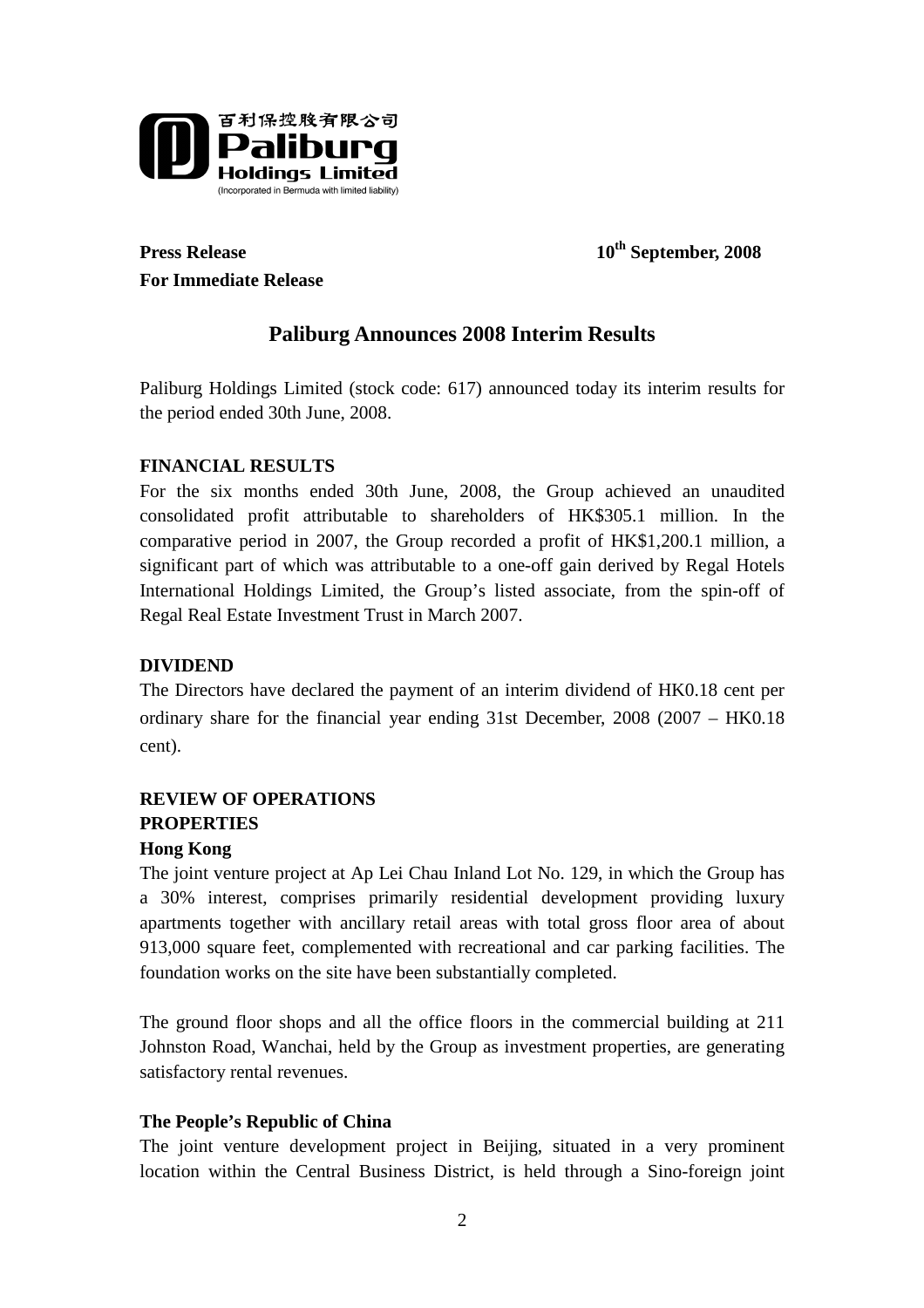百利保控股有限公司
**Paliburg Holdings Limited**
(Incorporated in Bermuda with limited liability)

**Press Release** **10th September, 2008**

**For Immediate Release**

## Paliburg Announces 2008 Interim Results

Paliburg Holdings Limited (stock code: 617) announced today its interim results for the period ended 30th June, 2008.

### FINANCIAL RESULTS

For the six months ended 30th June, 2008, the Group achieved an unaudited consolidated profit attributable to shareholders of HK$305.1 million. In the comparative period in 2007, the Group recorded a profit of HK$1,200.1 million, a significant part of which was attributable to a one-off gain derived by Regal Hotels International Holdings Limited, the Group's listed associate, from the spin-off of Regal Real Estate Investment Trust in March 2007.

### DIVIDEND

The Directors have declared the payment of an interim dividend of HK0.18 cent per ordinary share for the financial year ending 31st December, 2008 (2007 – HK0.18 cent).

### REVIEW OF OPERATIONS

#### PROPERTIES

**Hong Kong**

The joint venture project at Ap Lei Chau Inland Lot No. 129, in which the Group has a 30% interest, comprises primarily residential development providing luxury apartments together with ancillary retail areas with total gross floor area of about 913,000 square feet, complemented with recreational and car parking facilities. The foundation works on the site have been substantially completed.

The ground floor shops and all the office floors in the commercial building at 211 Johnston Road, Wanchai, held by the Group as investment properties, are generating satisfactory rental revenues.

**The People's Republic of China**

The joint venture development project in Beijing, situated in a very prominent location within the Central Business District, is held through a Sino-foreign joint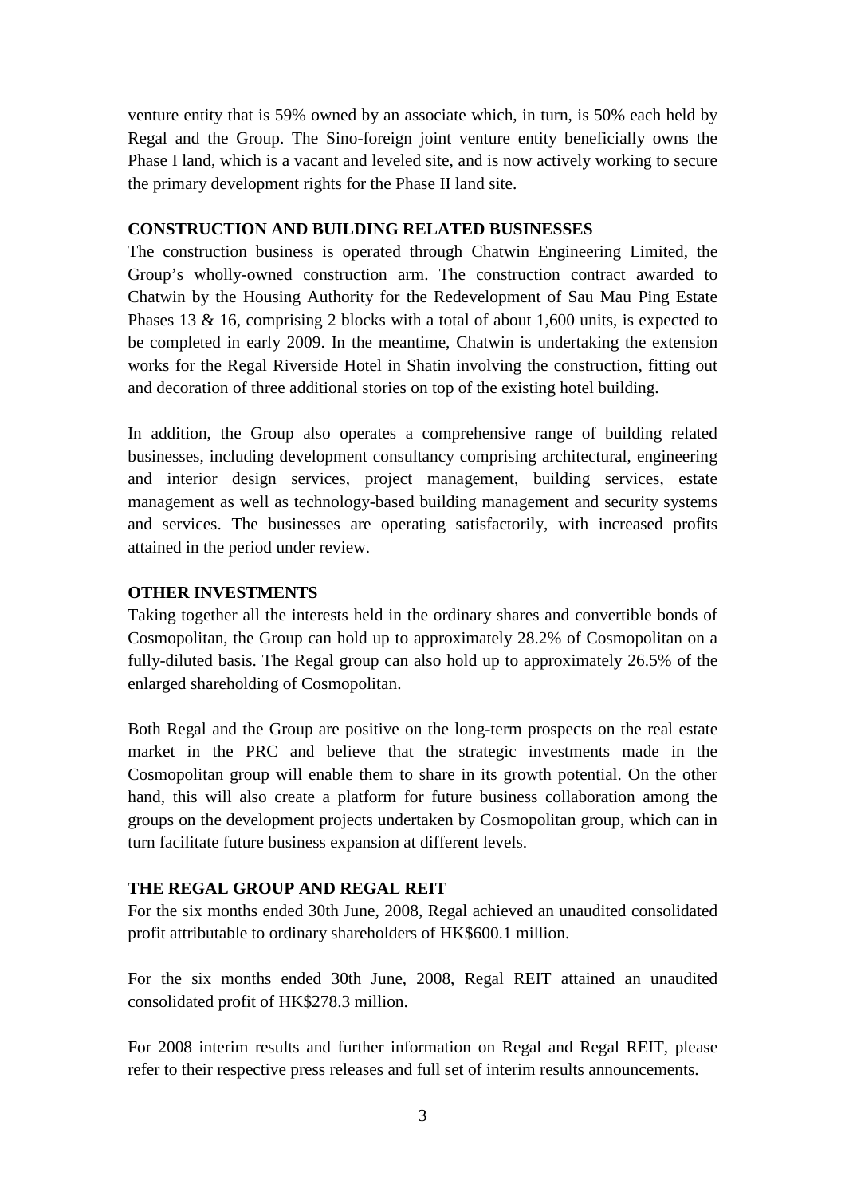venture entity that is 59% owned by an associate which, in turn, is 50% each held by Regal and the Group. The Sino-foreign joint venture entity beneficially owns the Phase I land, which is a vacant and leveled site, and is now actively working to secure the primary development rights for the Phase II land site.

**CONSTRUCTION AND BUILDING RELATED BUSINESSES**

The construction business is operated through Chatwin Engineering Limited, the Group's wholly-owned construction arm. The construction contract awarded to Chatwin by the Housing Authority for the Redevelopment of Sau Mau Ping Estate Phases 13 & 16, comprising 2 blocks with a total of about 1,600 units, is expected to be completed in early 2009. In the meantime, Chatwin is undertaking the extension works for the Regal Riverside Hotel in Shatin involving the construction, fitting out and decoration of three additional stories on top of the existing hotel building.

In addition, the Group also operates a comprehensive range of building related businesses, including development consultancy comprising architectural, engineering and interior design services, project management, building services, estate management as well as technology-based building management and security systems and services. The businesses are operating satisfactorily, with increased profits attained in the period under review.

**OTHER INVESTMENTS**

Taking together all the interests held in the ordinary shares and convertible bonds of Cosmopolitan, the Group can hold up to approximately 28.2% of Cosmopolitan on a fully-diluted basis. The Regal group can also hold up to approximately 26.5% of the enlarged shareholding of Cosmopolitan.

Both Regal and the Group are positive on the long-term prospects on the real estate market in the PRC and believe that the strategic investments made in the Cosmopolitan group will enable them to share in its growth potential. On the other hand, this will also create a platform for future business collaboration among the groups on the development projects undertaken by Cosmopolitan group, which can in turn facilitate future business expansion at different levels.

**THE REGAL GROUP AND REGAL REIT**

For the six months ended 30th June, 2008, Regal achieved an unaudited consolidated profit attributable to ordinary shareholders of HK$600.1 million.

For the six months ended 30th June, 2008, Regal REIT attained an unaudited consolidated profit of HK$278.3 million.

For 2008 interim results and further information on Regal and Regal REIT, please refer to their respective press releases and full set of interim results announcements.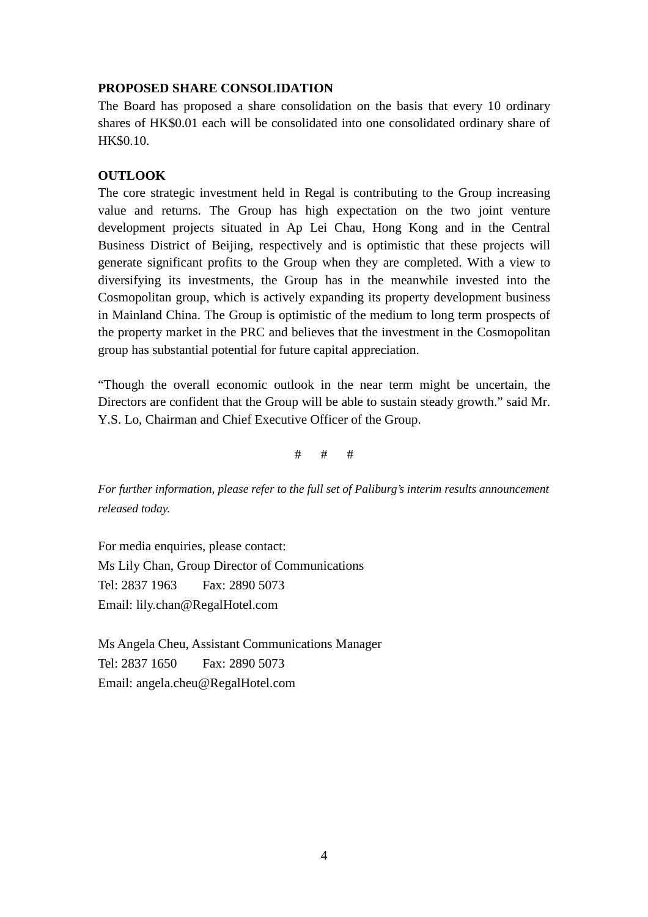**PROPOSED SHARE CONSOLIDATION**

The Board has proposed a share consolidation on the basis that every 10 ordinary shares of HK$0.01 each will be consolidated into one consolidated ordinary share of HK$0.10.

**OUTLOOK**

The core strategic investment held in Regal is contributing to the Group increasing value and returns. The Group has high expectation on the two joint venture development projects situated in Ap Lei Chau, Hong Kong and in the Central Business District of Beijing, respectively and is optimistic that these projects will generate significant profits to the Group when they are completed. With a view to diversifying its investments, the Group has in the meanwhile invested into the Cosmopolitan group, which is actively expanding its property development business in Mainland China. The Group is optimistic of the medium to long term prospects of the property market in the PRC and believes that the investment in the Cosmopolitan group has substantial potential for future capital appreciation.

"Though the overall economic outlook in the near term might be uncertain, the Directors are confident that the Group will be able to sustain steady growth." said Mr. Y.S. Lo, Chairman and Chief Executive Officer of the Group.

\# # #

*For further information, please refer to the full set of Paliburg's interim results announcement released today.*

For media enquiries, please contact:
Ms Lily Chan, Group Director of Communications
Tel: 2837 1963 Fax: 2890 5073
Email: lily.chan@RegalHotel.com

Ms Angela Cheu, Assistant Communications Manager
Tel: 2837 1650 Fax: 2890 5073
Email: angela.cheu@RegalHotel.com